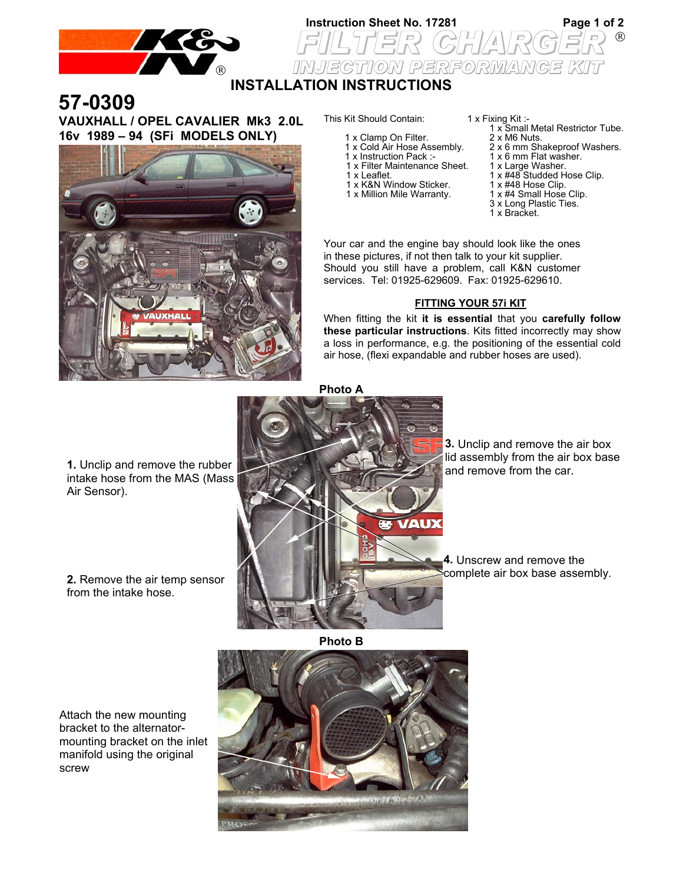Instruction Sheet No. 17281

# FILTER CHARGER®

## INJECTION PERFORMANCE KIT

## INSTALLATION INSTRUCTIONS

# 57-0309

**VAUXHALL / OPEL CAVALIER Mk3 2.0L 16v 1989 – 94 (SFi MODELS ONLY)**

This Kit Should Contain:

- 1 x Clamp On Filter.
- 1 x Cold Air Hose Assembly.
- 1 x Instruction Pack :-
  - 1 x Filter Maintenance Sheet.
  - 1 x Leaflet.
  - 1 x K&N Window Sticker.
  - 1 x Million Mile Warranty.
- 1 x Fixing Kit :-
  - 1 x Small Metal Restrictor Tube.
  - 2 x M6 Nuts.
  - 2 x 6 mm Shakeproof Washers.
  - 1 x 6 mm Flat washer.
  - 1 x Large Washer.
  - 1 x #48 Studded Hose Clip.
  - 1 x #48 Hose Clip.
  - 1 x #4 Small Hose Clip.
  - 3 x Long Plastic Ties.
  - 1 x Bracket.

Your car and the engine bay should look like the ones in these pictures, if not then talk to your kit supplier. Should you still have a problem, call K&N customer services. Tel: 01925-629609. Fax: 01925-629610.

**FITTING YOUR 57i KIT**

When fitting the kit **it is essential** that you **carefully follow these particular instructions**. Kits fitted incorrectly may show a loss in performance, e.g. the positioning of the essential cold air hose, (flexi expandable and rubber hoses are used).

**Photo A**

**1.** Unclip and remove the rubber intake hose from the MAS (Mass Air Sensor).

**2.** Remove the air temp sensor from the intake hose.

**3.** Unclip and remove the air box lid assembly from the air box base and remove from the car.

**4.** Unscrew and remove the complete air box base assembly.

**Photo B**

Attach the new mounting bracket to the alternator-mounting bracket on the inlet manifold using the original screw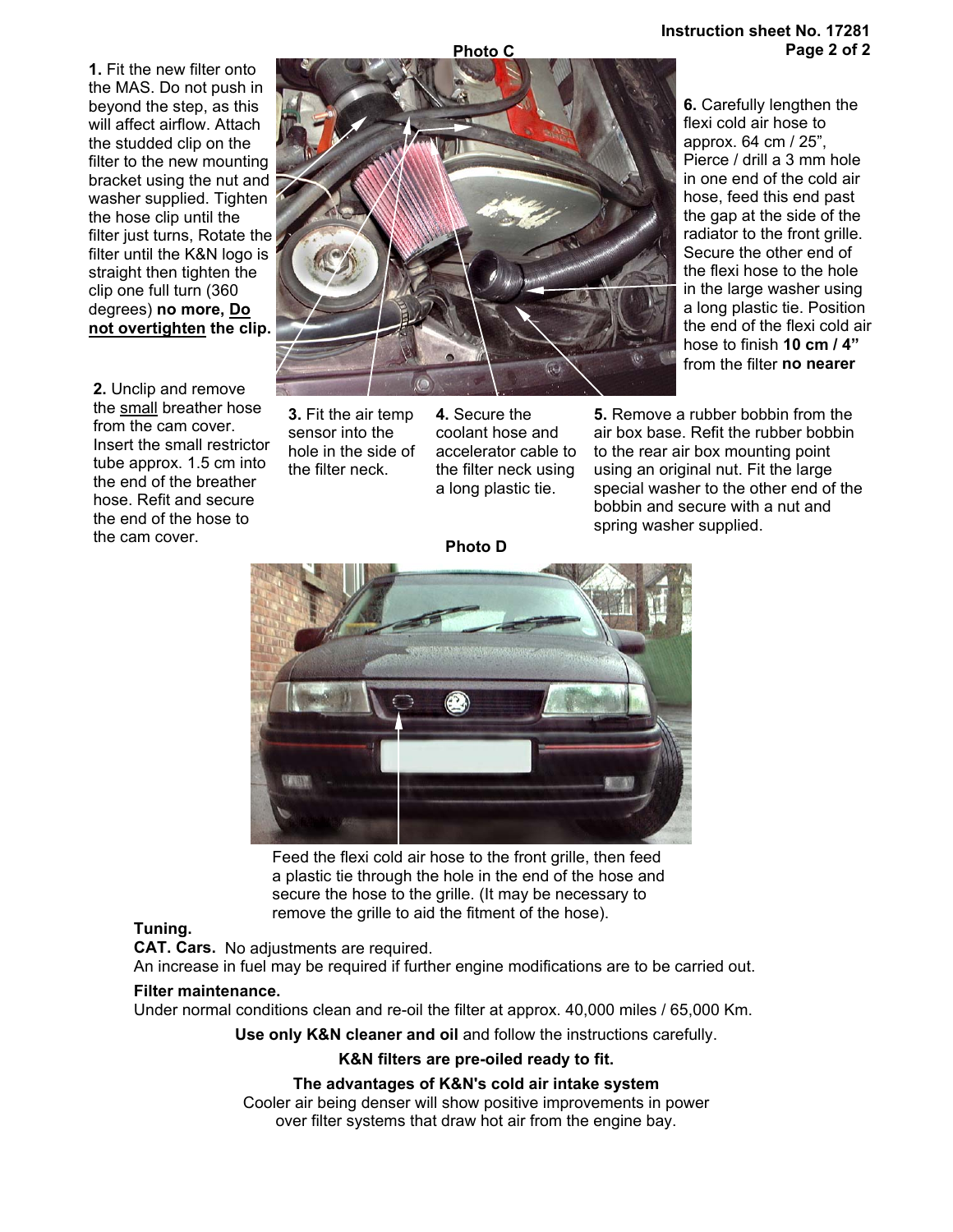**1.** Fit the new filter onto the MAS. Do not push in beyond the step, as this will affect airflow. Attach the studded clip on the filter to the new mounting bracket using the nut and washer supplied. Tighten the hose clip until the filter just turns, Rotate the filter until the K&N logo is straight then tighten the clip one full turn (360 degrees) **no more, <u>Do not overtighten</u> the clip.**

**Photo C**

**6.** Carefully lengthen the flexi cold air hose to approx. 64 cm / 25", Pierce / drill a 3 mm hole in one end of the cold air hose, feed this end past the gap at the side of the radiator to the front grille. Secure the other end of the flexi hose to the hole in the large washer using a long plastic tie. Position the end of the flexi cold air hose to finish **10 cm / 4"** from the filter **no nearer**

**2.** Unclip and remove the <u>small</u> breather hose from the cam cover. Insert the small restrictor tube approx. 1.5 cm into the end of the breather hose. Refit and secure the end of the hose to the cam cover.

**3.** Fit the air temp sensor into the hole in the side of the filter neck.

**4.** Secure the coolant hose and accelerator cable to the filter neck using a long plastic tie.

**5.** Remove a rubber bobbin from the air box base. Refit the rubber bobbin to the rear air box mounting point using an original nut. Fit the large special washer to the other end of the bobbin and secure with a nut and spring washer supplied.

**Photo D**

Feed the flexi cold air hose to the front grille, then feed a plastic tie through the hole in the end of the hose and secure the hose to the grille. (It may be necessary to remove the grille to aid the fitment of the hose).

**Tuning.**

**CAT. Cars.** No adjustments are required.
An increase in fuel may be required if further engine modifications are to be carried out.

**Filter maintenance.**

Under normal conditions clean and re-oil the filter at approx. 40,000 miles / 65,000 Km.

**Use only K&N cleaner and oil** and follow the instructions carefully.

**K&N filters are pre-oiled ready to fit.**

**The advantages of K&N's cold air intake system**

Cooler air being denser will show positive improvements in power over filter systems that draw hot air from the engine bay.